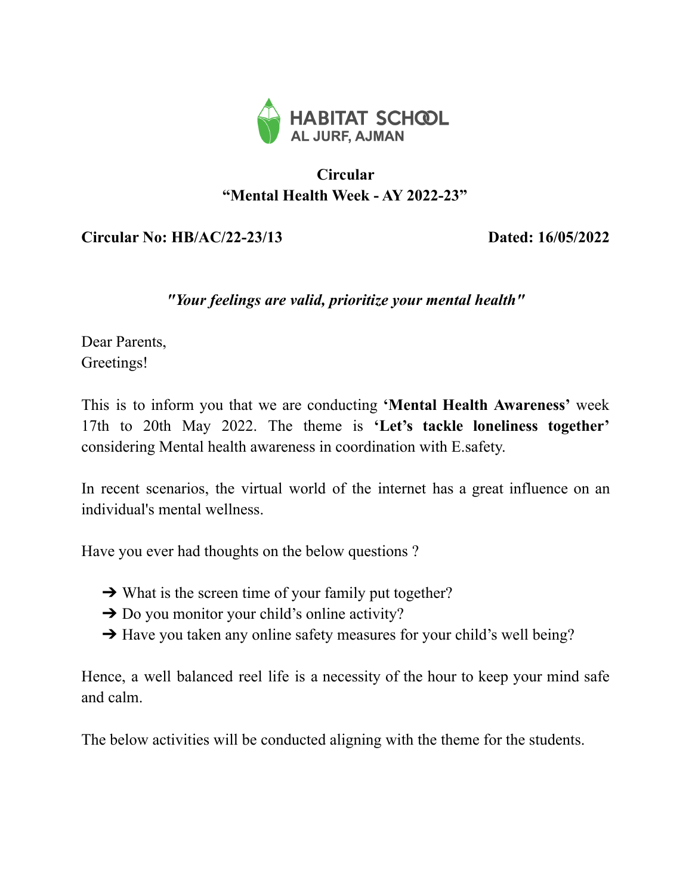HABITAT SCHOOL
AL JURF, AJMAN

# Circular
## "Mental Health Week - AY 2022-23"

**Circular No: HB/AC/22-23/13** **Dated: 16/05/2022**

***"Your feelings are valid, prioritize your mental health"***

Dear Parents,
Greetings!

This is to inform you that we are conducting **'Mental Health Awareness'** week 17th to 20th May 2022. The theme is **'Let's tackle loneliness together'** considering Mental health awareness in coordination with E.safety.

In recent scenarios, the virtual world of the internet has a great influence on an individual's mental wellness.

Have you ever had thoughts on the below questions ?

- ➔ What is the screen time of your family put together?
- ➔ Do you monitor your child's online activity?
- ➔ Have you taken any online safety measures for your child's well being?

Hence, a well balanced reel life is a necessity of the hour to keep your mind safe and calm.

The below activities will be conducted aligning with the theme for the students.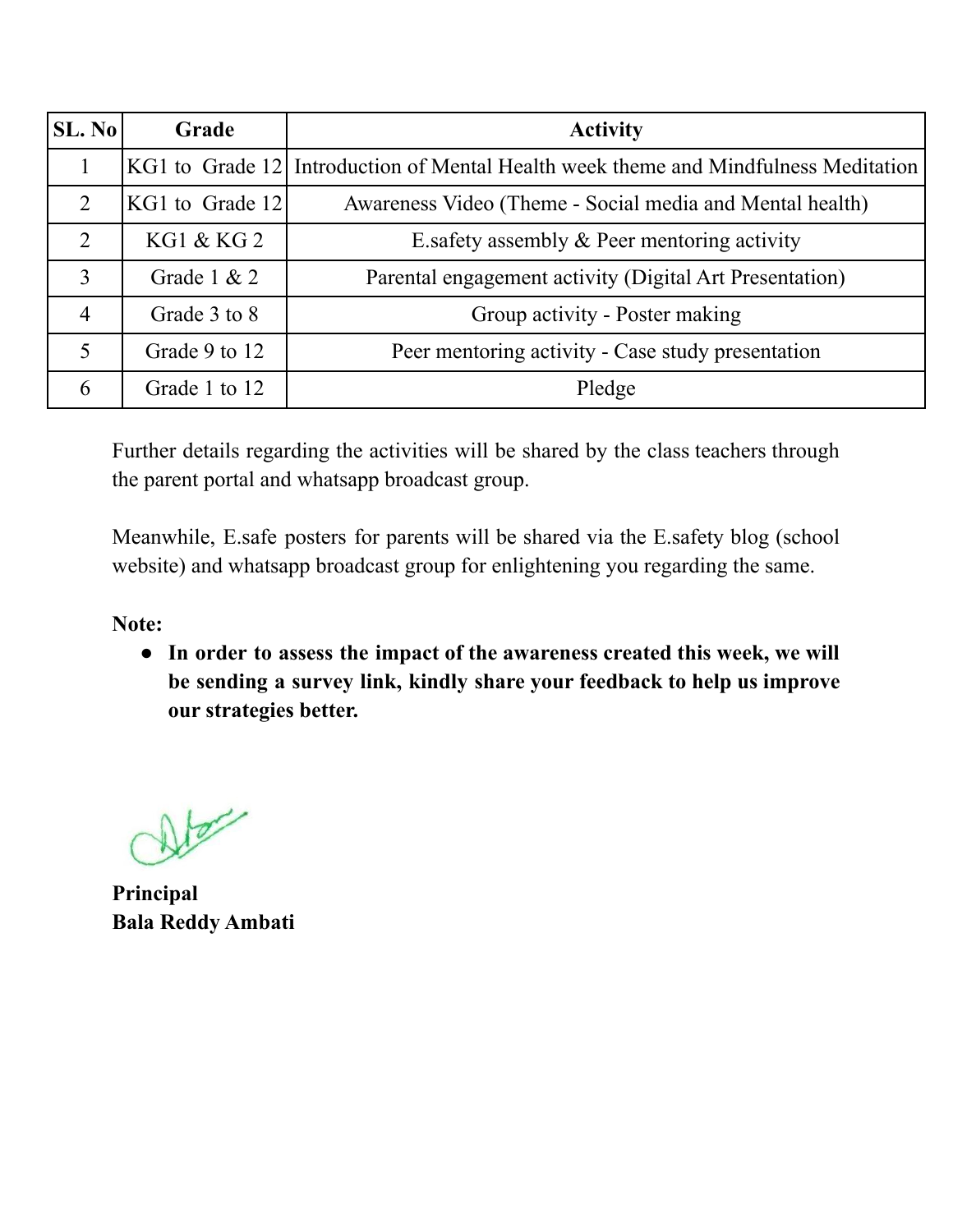| SL. No | Grade | Activity |
|---|---|---|
| 1 | KG1 to Grade 12 | Introduction of Mental Health week theme and Mindfulness Meditation |
| 2 | KG1 to Grade 12 | Awareness Video (Theme - Social media and Mental health) |
| 2 | KG1 & KG 2 | E.safety assembly & Peer mentoring activity |
| 3 | Grade 1 & 2 | Parental engagement activity (Digital Art Presentation) |
| 4 | Grade 3 to 8 | Group activity - Poster making |
| 5 | Grade 9 to 12 | Peer mentoring activity - Case study presentation |
| 6 | Grade 1 to 12 | Pledge |

Further details regarding the activities will be shared by the class teachers through the parent portal and whatsapp broadcast group.

Meanwhile, E.safe posters for parents will be shared via the E.safety blog (school website) and whatsapp broadcast group for enlightening you regarding the same.

**Note:**

- **In order to assess the impact of the awareness created this week, we will be sending a survey link, kindly share your feedback to help us improve our strategies better.**

**Principal**
**Bala Reddy Ambati**